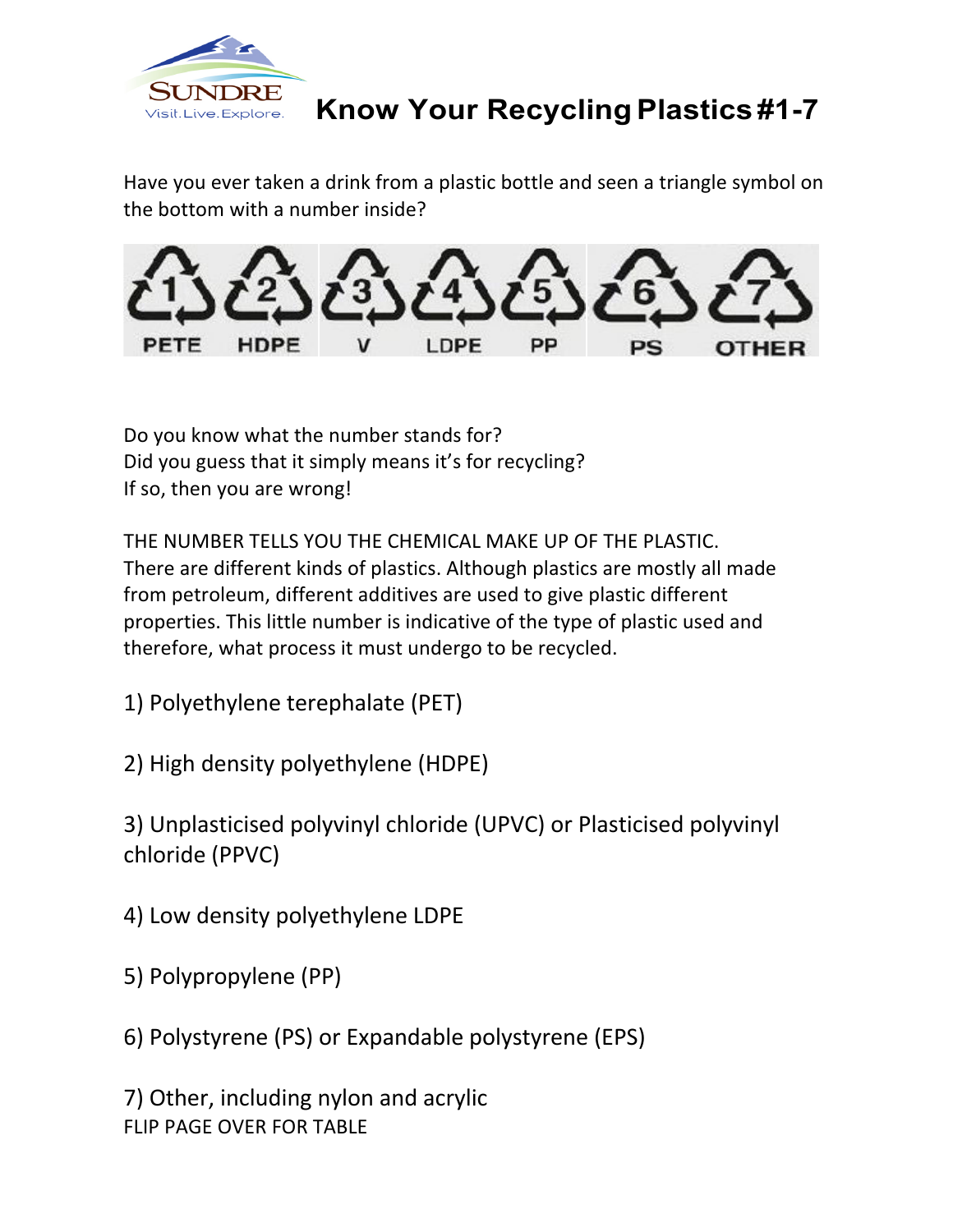# Know Your Recycling Plastics #1-7

Have you ever taken a drink from a plastic bottle and seen a triangle symbol on the bottom with a number inside?

1 PETE | 2 HDPE | 3 V | 4 LDPE | 5 PP | 6 PS | 7 OTHER

Do you know what the number stands for?
Did you guess that it simply means it's for recycling?
If so, then you are wrong!

THE NUMBER TELLS YOU THE CHEMICAL MAKE UP OF THE PLASTIC. There are different kinds of plastics. Although plastics are mostly all made from petroleum, different additives are used to give plastic different properties. This little number is indicative of the type of plastic used and therefore, what process it must undergo to be recycled.

1) Polyethylene terephalate (PET)

2) High density polyethylene (HDPE)

3) Unplasticised polyvinyl chloride (UPVC) or Plasticised polyvinyl chloride (PPVC)

4) Low density polyethylene LDPE

5) Polypropylene (PP)

6) Polystyrene (PS) or Expandable polystyrene (EPS)

7) Other, including nylon and acrylic

FLIP PAGE OVER FOR TABLE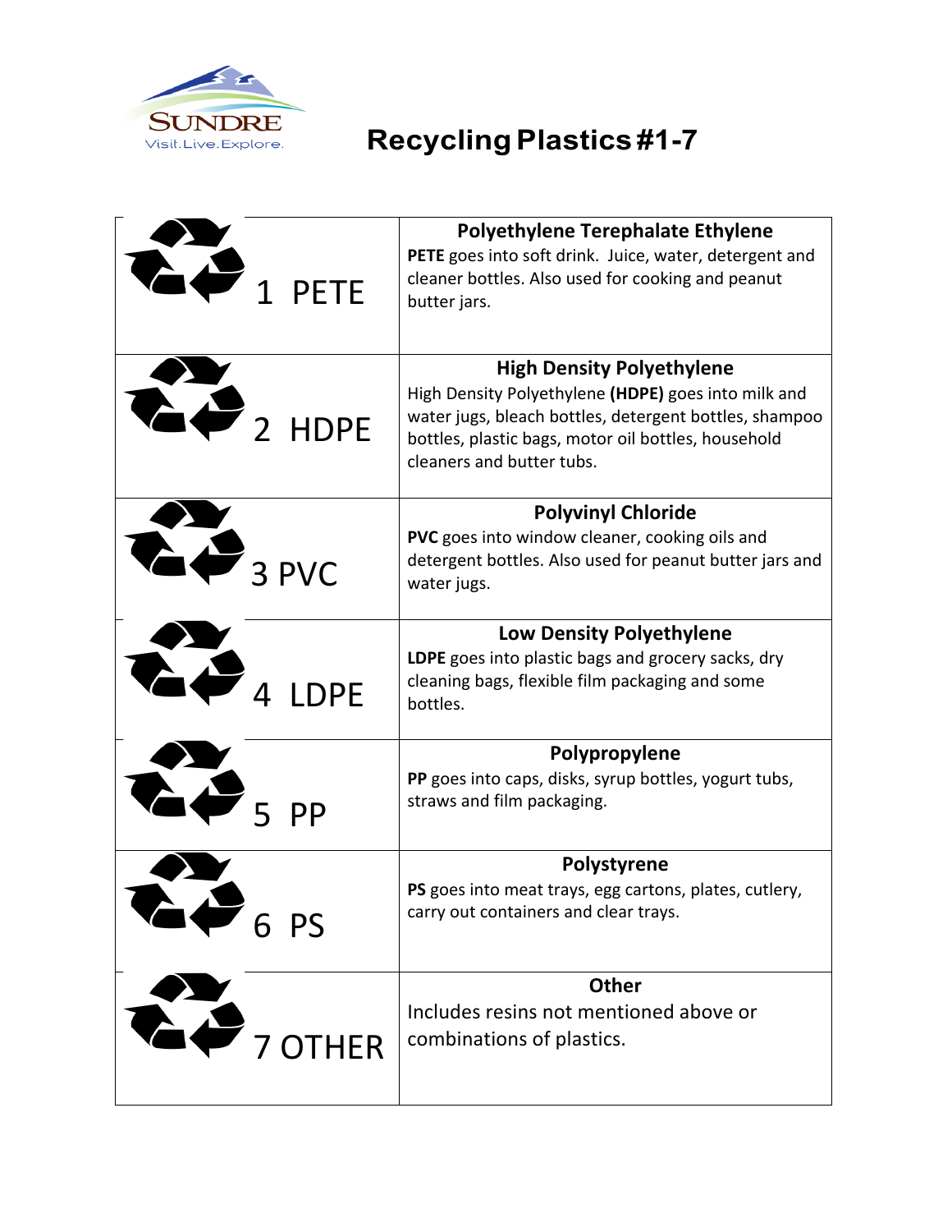SUNDRE
Visit.Live.Explore.

# Recycling Plastics #1-7

| | |
|---|---|
| 1 PETE | **Polyethylene Terephalate Ethylene**<br>**PETE** goes into soft drink. Juice, water, detergent and cleaner bottles. Also used for cooking and peanut butter jars. |
| 2 HDPE | **High Density Polyethylene**<br>High Density Polyethylene **(HDPE)** goes into milk and water jugs, bleach bottles, detergent bottles, shampoo bottles, plastic bags, motor oil bottles, household cleaners and butter tubs. |
| 3 PVC | **Polyvinyl Chloride**<br>**PVC** goes into window cleaner, cooking oils and detergent bottles. Also used for peanut butter jars and water jugs. |
| 4 LDPE | **Low Density Polyethylene**<br>**LDPE** goes into plastic bags and grocery sacks, dry cleaning bags, flexible film packaging and some bottles. |
| 5 PP | **Polypropylene**<br>**PP** goes into caps, disks, syrup bottles, yogurt tubs, straws and film packaging. |
| 6 PS | **Polystyrene**<br>**PS** goes into meat trays, egg cartons, plates, cutlery, carry out containers and clear trays. |
| 7 OTHER | **Other**<br>Includes resins not mentioned above or combinations of plastics. |